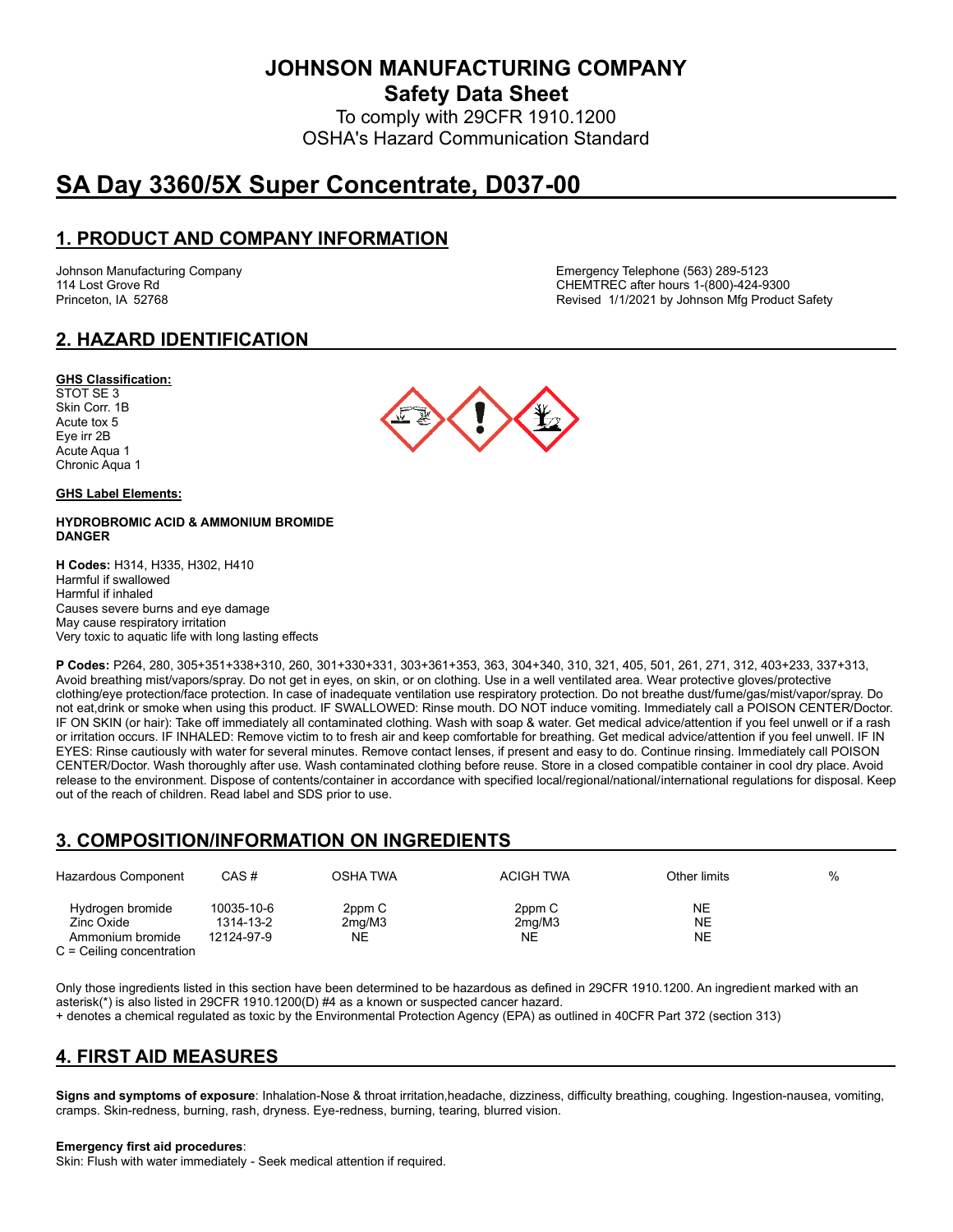# JOHNSON MANUFACTURING COMPANY

## Safety Data Sheet

To comply with 29CFR 1910.1200
OSHA's Hazard Communication Standard

# SA Day 3360/5X Super Concentrate, D037-00

## 1. PRODUCT AND COMPANY INFORMATION

Johnson Manufacturing Company
114 Lost Grove Rd
Princeton, IA 52768

Emergency Telephone (563) 289-5123
CHEMTREC after hours 1-(800)-424-9300
Revised 1/1/2021 by Johnson Mfg Product Safety

## 2. HAZARD IDENTIFICATION

**GHS Classification:**

STOT SE 3
Skin Corr. 1B
Acute tox 5
Eye irr 2B
Acute Aqua 1
Chronic Aqua 1

**GHS Label Elements:**

**HYDROBROMIC ACID & AMMONIUM BROMIDE**
**DANGER**

**H Codes:** H314, H335, H302, H410
Harmful if swallowed
Harmful if inhaled
Causes severe burns and eye damage
May cause respiratory irritation
Very toxic to aquatic life with long lasting effects

**P Codes:** P264, 280, 305+351+338+310, 260, 301+330+331, 303+361+353, 363, 304+340, 310, 321, 405, 501, 261, 271, 312, 403+233, 337+313, Avoid breathing mist/vapors/spray. Do not get in eyes, on skin, or on clothing. Use in a well ventilated area. Wear protective gloves/protective clothing/eye protection/face protection. In case of inadequate ventilation use respiratory protection. Do not breathe dust/fume/gas/mist/vapor/spray. Do not eat,drink or smoke when using this product. IF SWALLOWED: Rinse mouth. DO NOT induce vomiting. Immediately call a POISON CENTER/Doctor. IF ON SKIN (or hair): Take off immediately all contaminated clothing. Wash with soap & water. Get medical advice/attention if you feel unwell or if a rash or irritation occurs. IF INHALED: Remove victim to to fresh air and keep comfortable for breathing. Get medical advice/attention if you feel unwell. IF IN EYES: Rinse cautiously with water for several minutes. Remove contact lenses, if present and easy to do. Continue rinsing. Immediately call POISON CENTER/Doctor. Wash thoroughly after use. Wash contaminated clothing before reuse. Store in a closed compatible container in cool dry place. Avoid release to the environment. Dispose of contents/container in accordance with specified local/regional/national/international regulations for disposal. Keep out of the reach of children. Read label and SDS prior to use.

## 3. COMPOSITION/INFORMATION ON INGREDIENTS

| Hazardous Component | CAS # | OSHA TWA | ACIGH TWA | Other limits | % |
|---|---|---|---|---|---|
| Hydrogen bromide | 10035-10-6 | 2ppm C | 2ppm C | NE | |
| Zinc Oxide | 1314-13-2 | 2mg/M3 | 2mg/M3 | NE | |
| Ammonium bromide | 12124-97-9 | NE | NE | NE | |

C = Ceiling concentration

Only those ingredients listed in this section have been determined to be hazardous as defined in 29CFR 1910.1200. An ingredient marked with an asterisk(*) is also listed in 29CFR 1910.1200(D) #4 as a known or suspected cancer hazard.
+ denotes a chemical regulated as toxic by the Environmental Protection Agency (EPA) as outlined in 40CFR Part 372 (section 313)

## 4. FIRST AID MEASURES

**Signs and symptoms of exposure**: Inhalation-Nose & throat irritation,headache, dizziness, difficulty breathing, coughing. Ingestion-nausea, vomiting, cramps. Skin-redness, burning, rash, dryness. Eye-redness, burning, tearing, blurred vision.

**Emergency first aid procedures**:
Skin: Flush with water immediately - Seek medical attention if required.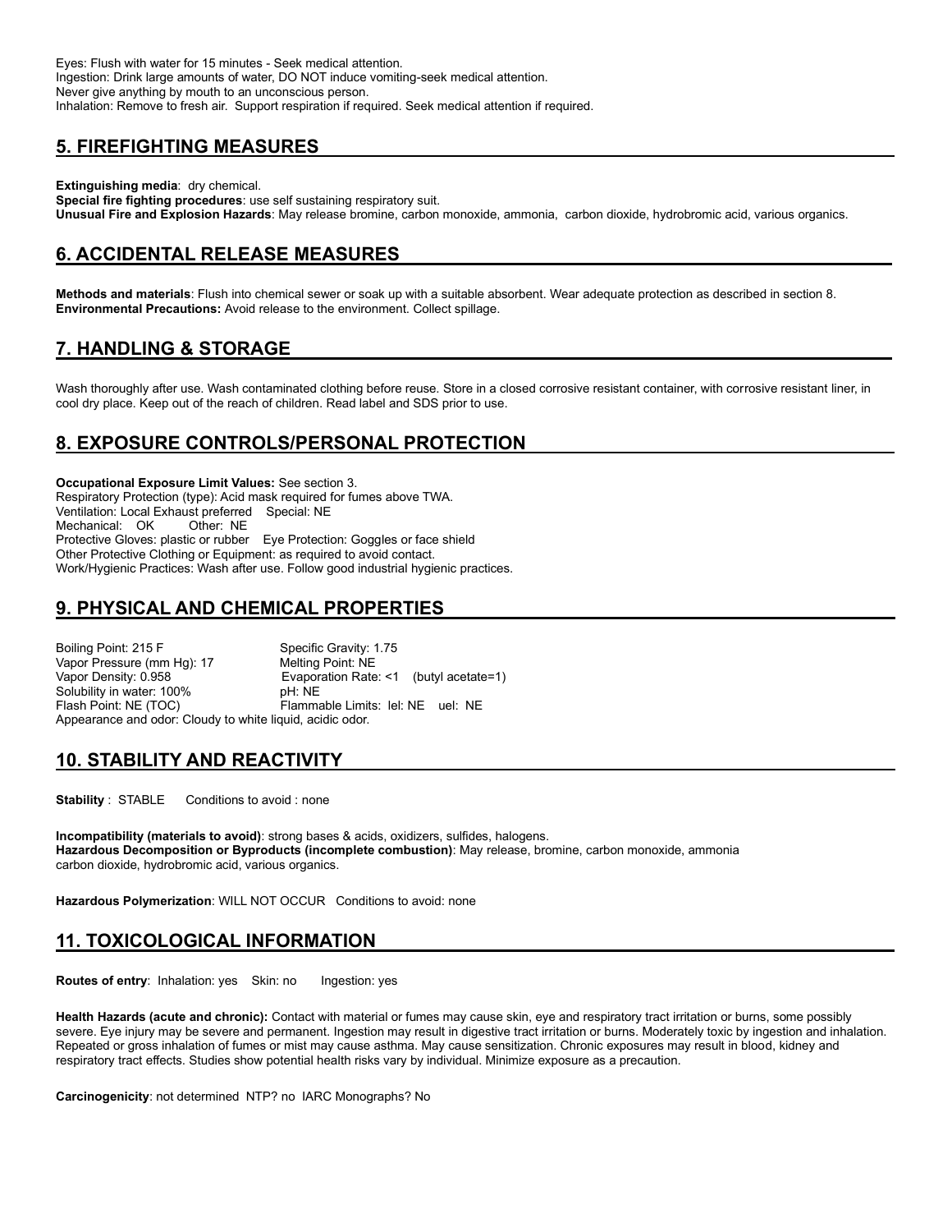Eyes: Flush with water for 15 minutes - Seek medical attention.
Ingestion: Drink large amounts of water, DO NOT induce vomiting-seek medical attention.
Never give anything by mouth to an unconscious person.
Inhalation: Remove to fresh air. Support respiration if required. Seek medical attention if required.

## 5. FIREFIGHTING MEASURES

**Extinguishing media**: dry chemical.
**Special fire fighting procedures**: use self sustaining respiratory suit.
**Unusual Fire and Explosion Hazards**: May release bromine, carbon monoxide, ammonia, carbon dioxide, hydrobromic acid, various organics.

## 6. ACCIDENTAL RELEASE MEASURES

**Methods and materials**: Flush into chemical sewer or soak up with a suitable absorbent. Wear adequate protection as described in section 8.
**Environmental Precautions:** Avoid release to the environment. Collect spillage.

## 7. HANDLING & STORAGE

Wash thoroughly after use. Wash contaminated clothing before reuse. Store in a closed corrosive resistant container, with corrosive resistant liner, in cool dry place. Keep out of the reach of children. Read label and SDS prior to use.

## 8. EXPOSURE CONTROLS/PERSONAL PROTECTION

**Occupational Exposure Limit Values:** See section 3.
Respiratory Protection (type): Acid mask required for fumes above TWA.
Ventilation: Local Exhaust preferred Special: NE
Mechanical: OK Other: NE
Protective Gloves: plastic or rubber Eye Protection: Goggles or face shield
Other Protective Clothing or Equipment: as required to avoid contact.
Work/Hygienic Practices: Wash after use. Follow good industrial hygienic practices.

## 9. PHYSICAL AND CHEMICAL PROPERTIES

Boiling Point: 215 F
Specific Gravity: 1.75
Vapor Pressure (mm Hg): 17
Melting Point: NE
Vapor Density: 0.958
Evaporation Rate: <1 (butyl acetate=1)
Solubility in water: 100%
pH: NE
Flash Point: NE (TOC)
Flammable Limits: lel: NE uel: NE
Appearance and odor: Cloudy to white liquid, acidic odor.

## 10. STABILITY AND REACTIVITY

**Stability** : STABLE Conditions to avoid : none

**Incompatibility (materials to avoid)**: strong bases & acids, oxidizers, sulfides, halogens.
**Hazardous Decomposition or Byproducts (incomplete combustion)**: May release, bromine, carbon monoxide, ammonia carbon dioxide, hydrobromic acid, various organics.

**Hazardous Polymerization**: WILL NOT OCCUR Conditions to avoid: none

## 11. TOXICOLOGICAL INFORMATION

**Routes of entry**: Inhalation: yes Skin: no Ingestion: yes

**Health Hazards (acute and chronic):** Contact with material or fumes may cause skin, eye and respiratory tract irritation or burns, some possibly severe. Eye injury may be severe and permanent. Ingestion may result in digestive tract irritation or burns. Moderately toxic by ingestion and inhalation. Repeated or gross inhalation of fumes or mist may cause asthma. May cause sensitization. Chronic exposures may result in blood, kidney and respiratory tract effects. Studies show potential health risks vary by individual. Minimize exposure as a precaution.

**Carcinogenicity**: not determined NTP? no IARC Monographs? No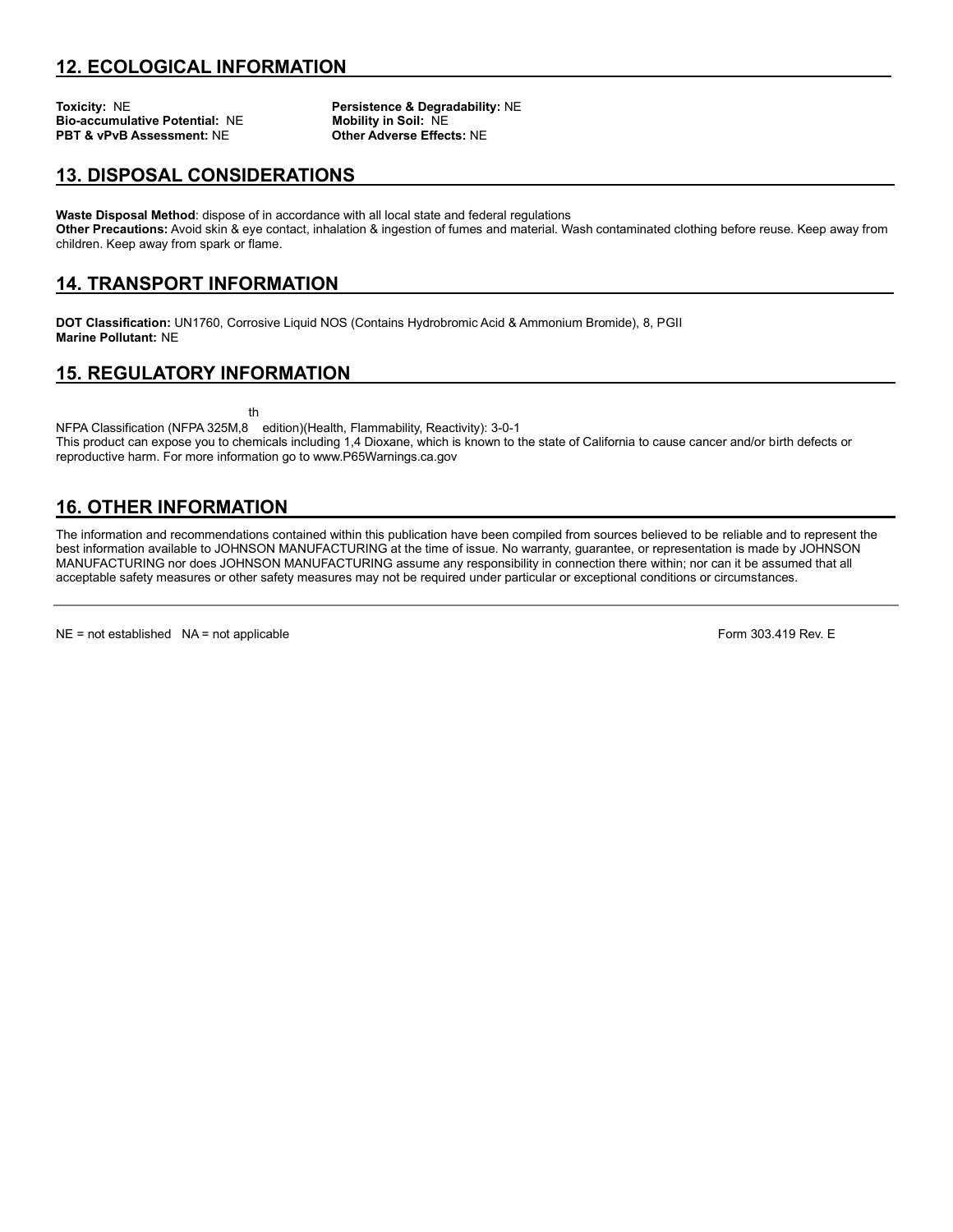## 12. ECOLOGICAL INFORMATION

**Toxicity:** NE
**Bio-accumulative Potential:** NE
**PBT & vPvB Assessment:** NE
**Persistence & Degradability:** NE
**Mobility in Soil:** NE
**Other Adverse Effects:** NE

## 13. DISPOSAL CONSIDERATIONS

**Waste Disposal Method**: dispose of in accordance with all local state and federal regulations
**Other Precautions:** Avoid skin & eye contact, inhalation & ingestion of fumes and material. Wash contaminated clothing before reuse. Keep away from children. Keep away from spark or flame.

## 14. TRANSPORT INFORMATION

**DOT Classification:** UN1760, Corrosive Liquid NOS (Contains Hydrobromic Acid & Ammonium Bromide), 8, PGII
**Marine Pollutant:** NE

## 15. REGULATORY INFORMATION

NFPA Classification (NFPA 325M,8th edition)(Health, Flammability, Reactivity): 3-0-1
This product can expose you to chemicals including 1,4 Dioxane, which is known to the state of California to cause cancer and/or birth defects or reproductive harm. For more information go to www.P65Warnings.ca.gov

## 16. OTHER INFORMATION

The information and recommendations contained within this publication have been compiled from sources believed to be reliable and to represent the best information available to JOHNSON MANUFACTURING at the time of issue. No warranty, guarantee, or representation is made by JOHNSON MANUFACTURING nor does JOHNSON MANUFACTURING assume any responsibility in connection there within; nor can it be assumed that all acceptable safety measures or other safety measures may not be required under particular or exceptional conditions or circumstances.

---

NE = not established NA = not applicable

Form 303.419 Rev. E